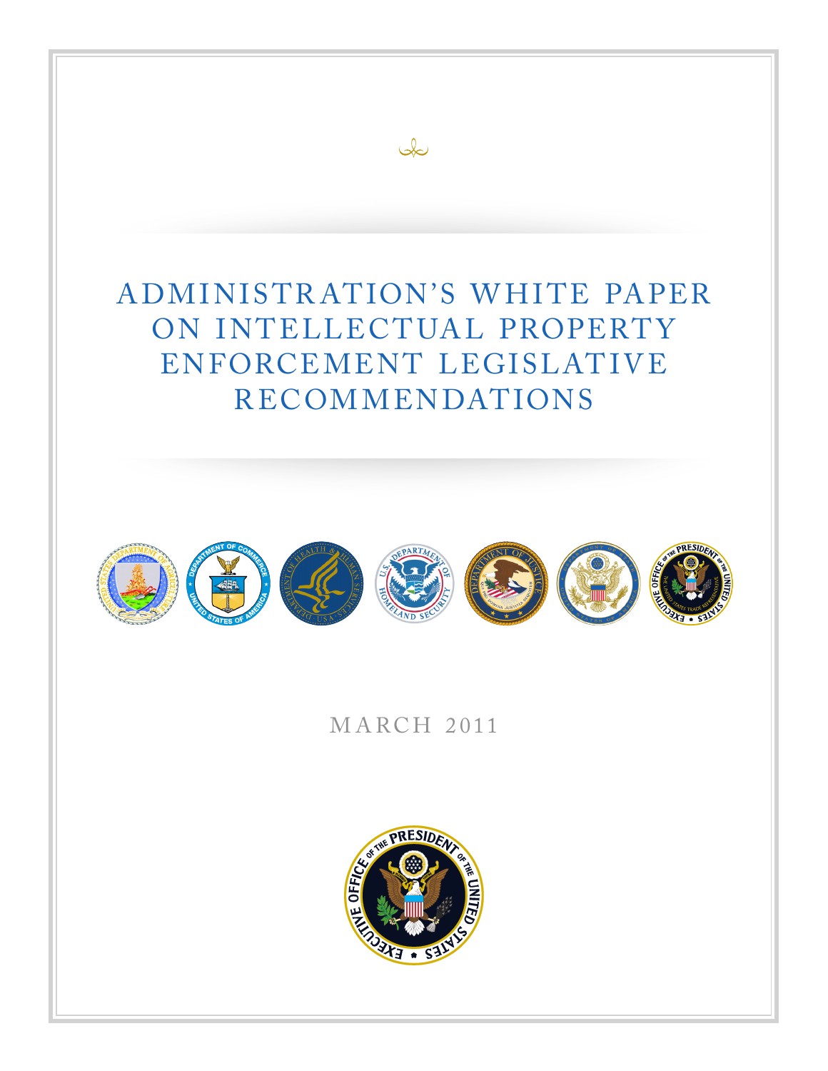# ADMINISTRATION'S WHITE PAPER ON INTELLECTUAL PROPERTY ENFORCEMENT LEGISLATIVE RECOMMENDATIONS

MARCH 2011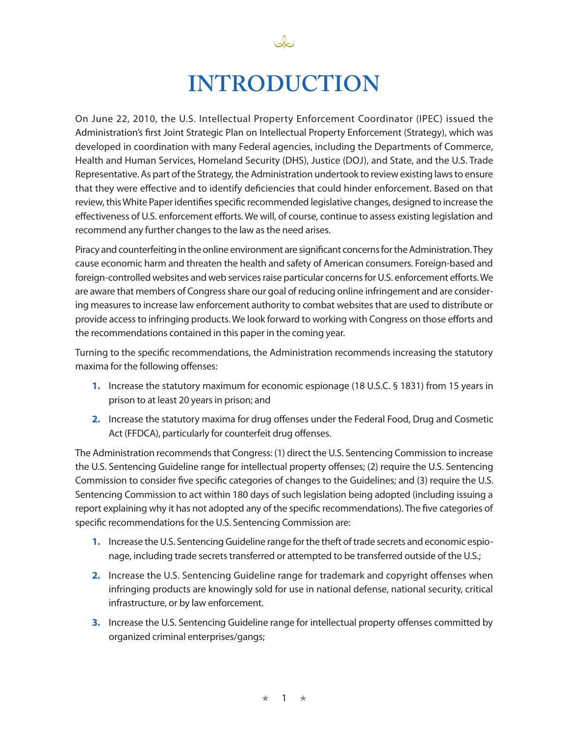# INTRODUCTION

On June 22, 2010, the U.S. Intellectual Property Enforcement Coordinator (IPEC) issued the Administration's first Joint Strategic Plan on Intellectual Property Enforcement (Strategy), which was developed in coordination with many Federal agencies, including the Departments of Commerce, Health and Human Services, Homeland Security (DHS), Justice (DOJ), and State, and the U.S. Trade Representative. As part of the Strategy, the Administration undertook to review existing laws to ensure that they were effective and to identify deficiencies that could hinder enforcement. Based on that review, this White Paper identifies specific recommended legislative changes, designed to increase the effectiveness of U.S. enforcement efforts. We will, of course, continue to assess existing legislation and recommend any further changes to the law as the need arises.

Piracy and counterfeiting in the online environment are significant concerns for the Administration. They cause economic harm and threaten the health and safety of American consumers. Foreign-based and foreign-controlled websites and web services raise particular concerns for U.S. enforcement efforts. We are aware that members of Congress share our goal of reducing online infringement and are considering measures to increase law enforcement authority to combat websites that are used to distribute or provide access to infringing products. We look forward to working with Congress on those efforts and the recommendations contained in this paper in the coming year.

Turning to the specific recommendations, the Administration recommends increasing the statutory maxima for the following offenses:

1. Increase the statutory maximum for economic espionage (18 U.S.C. § 1831) from 15 years in prison to at least 20 years in prison; and
2. Increase the statutory maxima for drug offenses under the Federal Food, Drug and Cosmetic Act (FFDCA), particularly for counterfeit drug offenses.

The Administration recommends that Congress: (1) direct the U.S. Sentencing Commission to increase the U.S. Sentencing Guideline range for intellectual property offenses; (2) require the U.S. Sentencing Commission to consider five specific categories of changes to the Guidelines; and (3) require the U.S. Sentencing Commission to act within 180 days of such legislation being adopted (including issuing a report explaining why it has not adopted any of the specific recommendations). The five categories of specific recommendations for the U.S. Sentencing Commission are:

1. Increase the U.S. Sentencing Guideline range for the theft of trade secrets and economic espionage, including trade secrets transferred or attempted to be transferred outside of the U.S.;
2. Increase the U.S. Sentencing Guideline range for trademark and copyright offenses when infringing products are knowingly sold for use in national defense, national security, critical infrastructure, or by law enforcement.
3. Increase the U.S. Sentencing Guideline range for intellectual property offenses committed by organized criminal enterprises/gangs;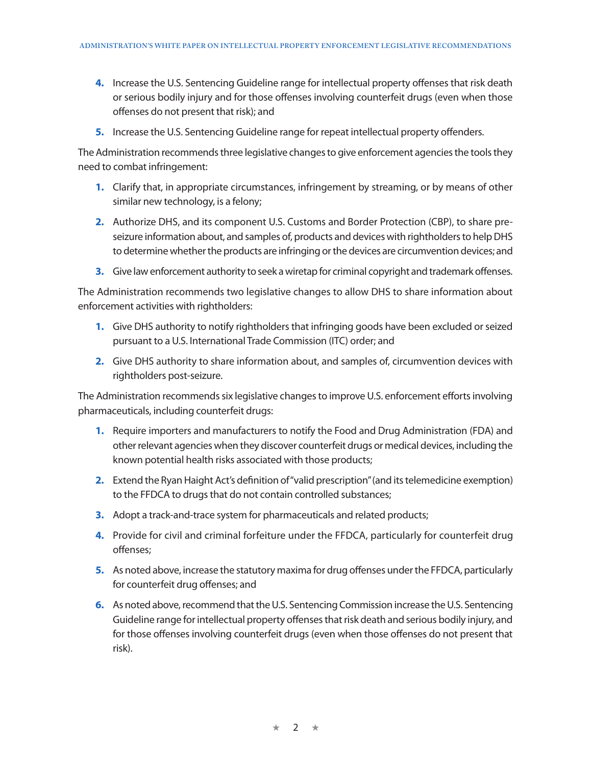4. Increase the U.S. Sentencing Guideline range for intellectual property offenses that risk death or serious bodily injury and for those offenses involving counterfeit drugs (even when those offenses do not present that risk); and
5. Increase the U.S. Sentencing Guideline range for repeat intellectual property offenders.

The Administration recommends three legislative changes to give enforcement agencies the tools they need to combat infringement:

1. Clarify that, in appropriate circumstances, infringement by streaming, or by means of other similar new technology, is a felony;
2. Authorize DHS, and its component U.S. Customs and Border Protection (CBP), to share pre-seizure information about, and samples of, products and devices with rightholders to help DHS to determine whether the products are infringing or the devices are circumvention devices; and
3. Give law enforcement authority to seek a wiretap for criminal copyright and trademark offenses.

The Administration recommends two legislative changes to allow DHS to share information about enforcement activities with rightholders:

1. Give DHS authority to notify rightholders that infringing goods have been excluded or seized pursuant to a U.S. International Trade Commission (ITC) order; and
2. Give DHS authority to share information about, and samples of, circumvention devices with rightholders post-seizure.

The Administration recommends six legislative changes to improve U.S. enforcement efforts involving pharmaceuticals, including counterfeit drugs:

1. Require importers and manufacturers to notify the Food and Drug Administration (FDA) and other relevant agencies when they discover counterfeit drugs or medical devices, including the known potential health risks associated with those products;
2. Extend the Ryan Haight Act's definition of "valid prescription" (and its telemedicine exemption) to the FFDCA to drugs that do not contain controlled substances;
3. Adopt a track-and-trace system for pharmaceuticals and related products;
4. Provide for civil and criminal forfeiture under the FFDCA, particularly for counterfeit drug offenses;
5. As noted above, increase the statutory maxima for drug offenses under the FFDCA, particularly for counterfeit drug offenses; and
6. As noted above, recommend that the U.S. Sentencing Commission increase the U.S. Sentencing Guideline range for intellectual property offenses that risk death and serious bodily injury, and for those offenses involving counterfeit drugs (even when those offenses do not present that risk).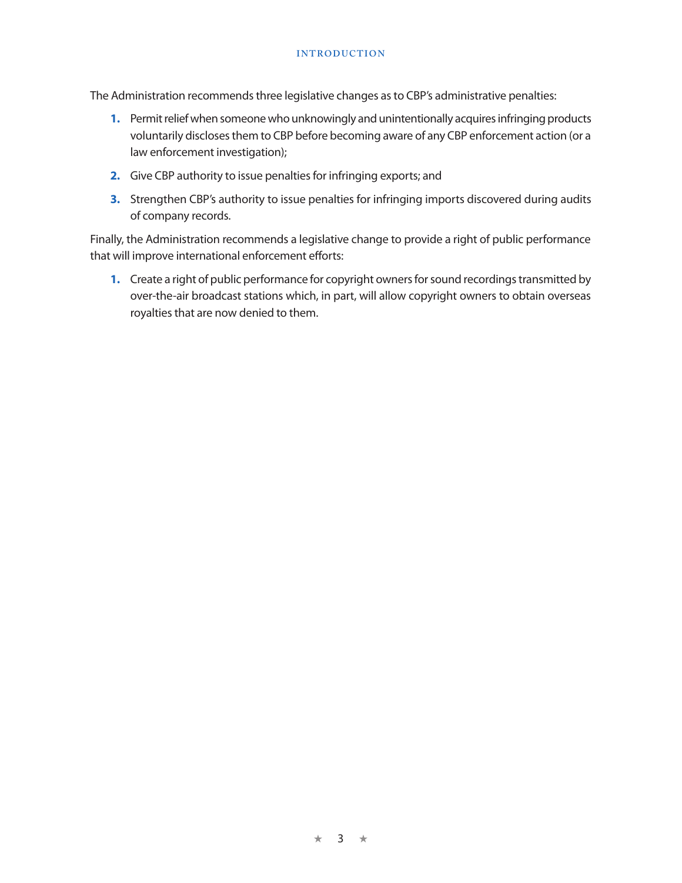The Administration recommends three legislative changes as to CBP's administrative penalties:

1. Permit relief when someone who unknowingly and unintentionally acquires infringing products voluntarily discloses them to CBP before becoming aware of any CBP enforcement action (or a law enforcement investigation);
2. Give CBP authority to issue penalties for infringing exports; and
3. Strengthen CBP's authority to issue penalties for infringing imports discovered during audits of company records.

Finally, the Administration recommends a legislative change to provide a right of public performance that will improve international enforcement efforts:

1. Create a right of public performance for copyright owners for sound recordings transmitted by over-the-air broadcast stations which, in part, will allow copyright owners to obtain overseas royalties that are now denied to them.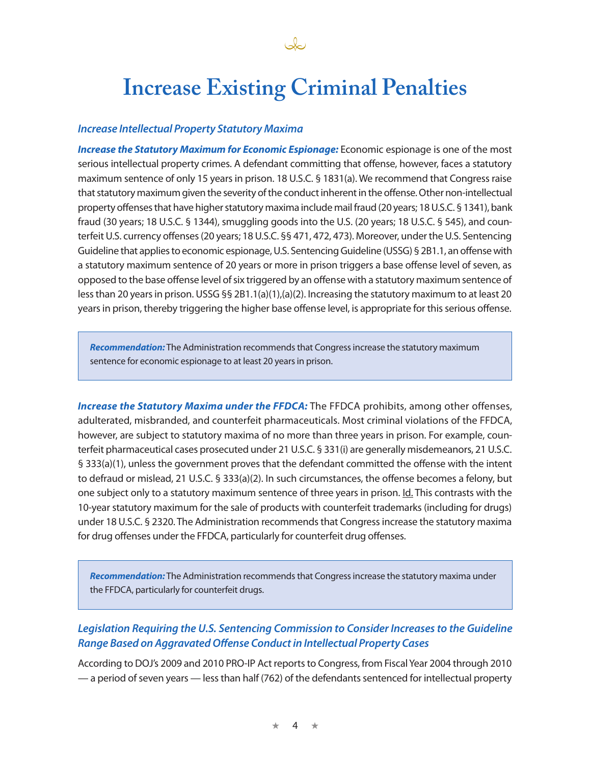# Increase Existing Criminal Penalties

### *Increase Intellectual Property Statutory Maxima*

***Increase the Statutory Maximum for Economic Espionage:*** Economic espionage is one of the most serious intellectual property crimes. A defendant committing that offense, however, faces a statutory maximum sentence of only 15 years in prison. 18 U.S.C. § 1831(a). We recommend that Congress raise that statutory maximum given the severity of the conduct inherent in the offense. Other non-intellectual property offenses that have higher statutory maxima include mail fraud (20 years; 18 U.S.C. § 1341), bank fraud (30 years; 18 U.S.C. § 1344), smuggling goods into the U.S. (20 years; 18 U.S.C. § 545), and counterfeit U.S. currency offenses (20 years; 18 U.S.C. §§ 471, 472, 473). Moreover, under the U.S. Sentencing Guideline that applies to economic espionage, U.S. Sentencing Guideline (USSG) § 2B1.1, an offense with a statutory maximum sentence of 20 years or more in prison triggers a base offense level of seven, as opposed to the base offense level of six triggered by an offense with a statutory maximum sentence of less than 20 years in prison. USSG §§ 2B1.1(a)(1),(a)(2). Increasing the statutory maximum to at least 20 years in prison, thereby triggering the higher base offense level, is appropriate for this serious offense.

> ***Recommendation:*** The Administration recommends that Congress increase the statutory maximum sentence for economic espionage to at least 20 years in prison.

***Increase the Statutory Maxima under the FFDCA:*** The FFDCA prohibits, among other offenses, adulterated, misbranded, and counterfeit pharmaceuticals. Most criminal violations of the FFDCA, however, are subject to statutory maxima of no more than three years in prison. For example, counterfeit pharmaceutical cases prosecuted under 21 U.S.C. § 331(i) are generally misdemeanors, 21 U.S.C. § 333(a)(1), unless the government proves that the defendant committed the offense with the intent to defraud or mislead, 21 U.S.C. § 333(a)(2). In such circumstances, the offense becomes a felony, but one subject only to a statutory maximum sentence of three years in prison. Id. This contrasts with the 10-year statutory maximum for the sale of products with counterfeit trademarks (including for drugs) under 18 U.S.C. § 2320. The Administration recommends that Congress increase the statutory maxima for drug offenses under the FFDCA, particularly for counterfeit drug offenses.

> ***Recommendation:*** The Administration recommends that Congress increase the statutory maxima under the FFDCA, particularly for counterfeit drugs.

### *Legislation Requiring the U.S. Sentencing Commission to Consider Increases to the Guideline Range Based on Aggravated Offense Conduct in Intellectual Property Cases*

According to DOJ's 2009 and 2010 PRO-IP Act reports to Congress, from Fiscal Year 2004 through 2010 — a period of seven years — less than half (762) of the defendants sentenced for intellectual property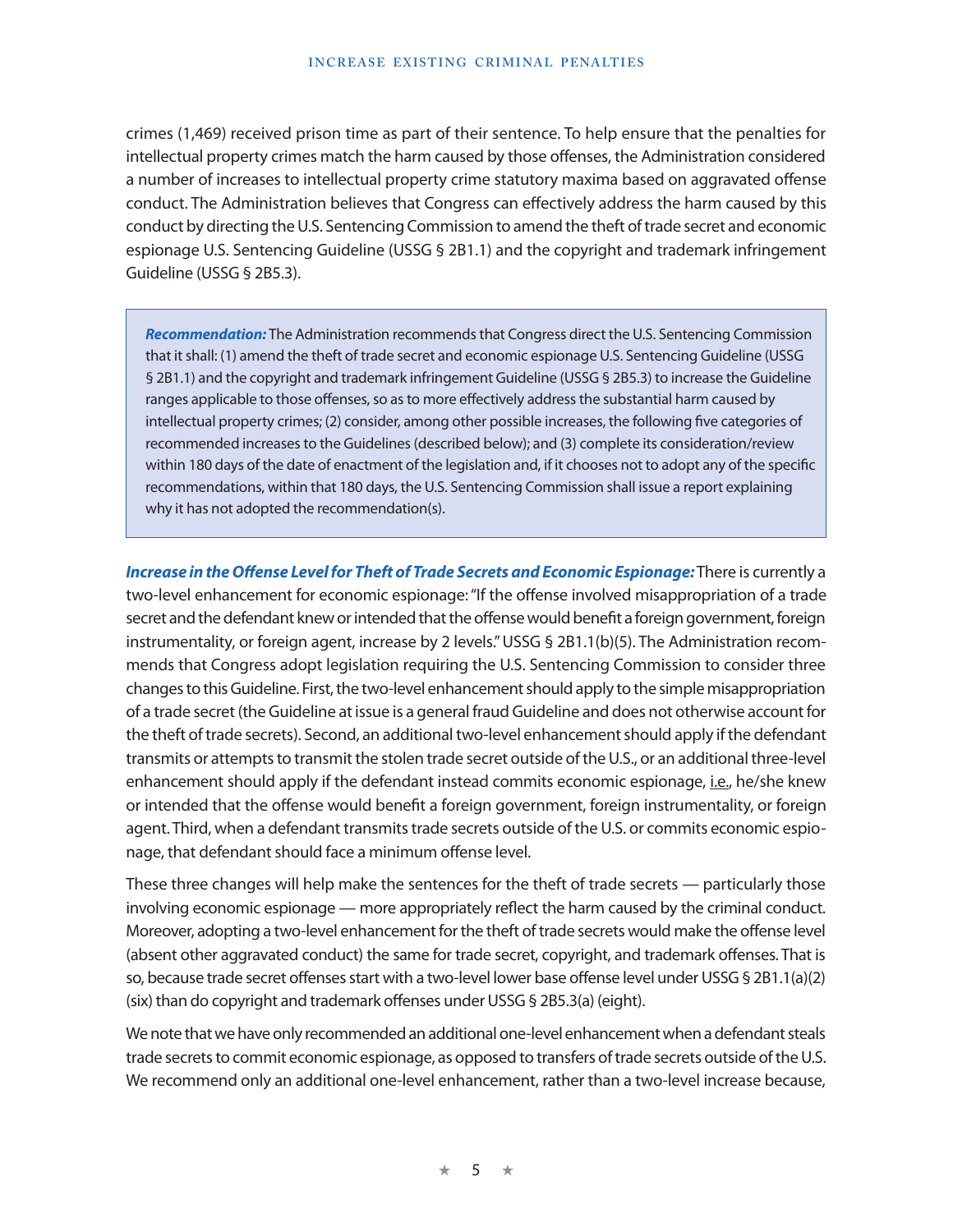crimes (1,469) received prison time as part of their sentence. To help ensure that the penalties for intellectual property crimes match the harm caused by those offenses, the Administration considered a number of increases to intellectual property crime statutory maxima based on aggravated offense conduct. The Administration believes that Congress can effectively address the harm caused by this conduct by directing the U.S. Sentencing Commission to amend the theft of trade secret and economic espionage U.S. Sentencing Guideline (USSG § 2B1.1) and the copyright and trademark infringement Guideline (USSG § 2B5.3).

> ***Recommendation:*** The Administration recommends that Congress direct the U.S. Sentencing Commission that it shall: (1) amend the theft of trade secret and economic espionage U.S. Sentencing Guideline (USSG § 2B1.1) and the copyright and trademark infringement Guideline (USSG § 2B5.3) to increase the Guideline ranges applicable to those offenses, so as to more effectively address the substantial harm caused by intellectual property crimes; (2) consider, among other possible increases, the following five categories of recommended increases to the Guidelines (described below); and (3) complete its consideration/review within 180 days of the date of enactment of the legislation and, if it chooses not to adopt any of the specific recommendations, within that 180 days, the U.S. Sentencing Commission shall issue a report explaining why it has not adopted the recommendation(s).

***Increase in the Offense Level for Theft of Trade Secrets and Economic Espionage:*** There is currently a two-level enhancement for economic espionage: "If the offense involved misappropriation of a trade secret and the defendant knew or intended that the offense would benefit a foreign government, foreign instrumentality, or foreign agent, increase by 2 levels." USSG § 2B1.1(b)(5). The Administration recommends that Congress adopt legislation requiring the U.S. Sentencing Commission to consider three changes to this Guideline. First, the two-level enhancement should apply to the simple misappropriation of a trade secret (the Guideline at issue is a general fraud Guideline and does not otherwise account for the theft of trade secrets). Second, an additional two-level enhancement should apply if the defendant transmits or attempts to transmit the stolen trade secret outside of the U.S., or an additional three-level enhancement should apply if the defendant instead commits economic espionage, i.e., he/she knew or intended that the offense would benefit a foreign government, foreign instrumentality, or foreign agent. Third, when a defendant transmits trade secrets outside of the U.S. or commits economic espionage, that defendant should face a minimum offense level.

These three changes will help make the sentences for the theft of trade secrets — particularly those involving economic espionage — more appropriately reflect the harm caused by the criminal conduct. Moreover, adopting a two-level enhancement for the theft of trade secrets would make the offense level (absent other aggravated conduct) the same for trade secret, copyright, and trademark offenses. That is so, because trade secret offenses start with a two-level lower base offense level under USSG § 2B1.1(a)(2) (six) than do copyright and trademark offenses under USSG § 2B5.3(a) (eight).

We note that we have only recommended an additional one-level enhancement when a defendant steals trade secrets to commit economic espionage, as opposed to transfers of trade secrets outside of the U.S. We recommend only an additional one-level enhancement, rather than a two-level increase because,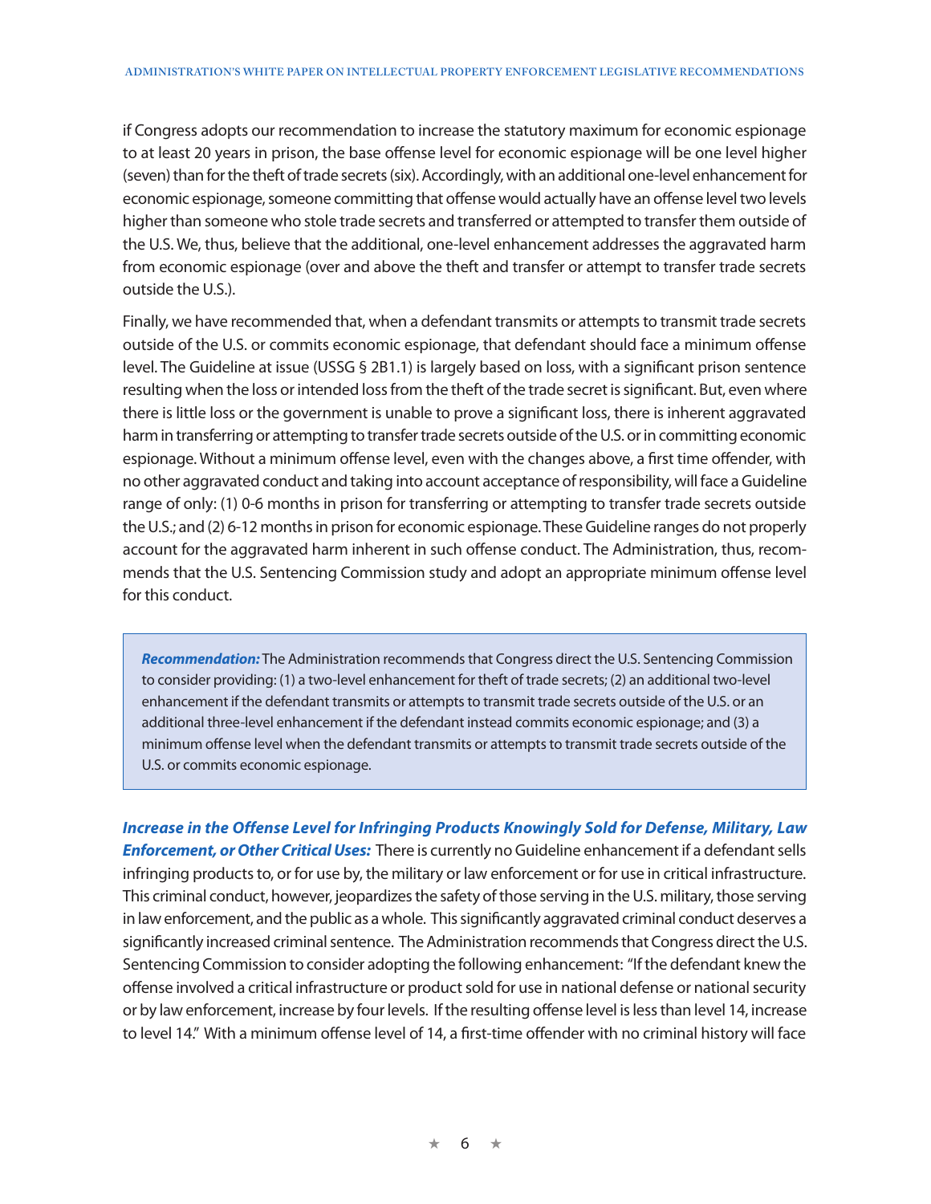if Congress adopts our recommendation to increase the statutory maximum for economic espionage to at least 20 years in prison, the base offense level for economic espionage will be one level higher (seven) than for the theft of trade secrets (six). Accordingly, with an additional one-level enhancement for economic espionage, someone committing that offense would actually have an offense level two levels higher than someone who stole trade secrets and transferred or attempted to transfer them outside of the U.S. We, thus, believe that the additional, one-level enhancement addresses the aggravated harm from economic espionage (over and above the theft and transfer or attempt to transfer trade secrets outside the U.S.).

Finally, we have recommended that, when a defendant transmits or attempts to transmit trade secrets outside of the U.S. or commits economic espionage, that defendant should face a minimum offense level. The Guideline at issue (USSG § 2B1.1) is largely based on loss, with a significant prison sentence resulting when the loss or intended loss from the theft of the trade secret is significant. But, even where there is little loss or the government is unable to prove a significant loss, there is inherent aggravated harm in transferring or attempting to transfer trade secrets outside of the U.S. or in committing economic espionage. Without a minimum offense level, even with the changes above, a first time offender, with no other aggravated conduct and taking into account acceptance of responsibility, will face a Guideline range of only: (1) 0-6 months in prison for transferring or attempting to transfer trade secrets outside the U.S.; and (2) 6-12 months in prison for economic espionage. These Guideline ranges do not properly account for the aggravated harm inherent in such offense conduct. The Administration, thus, recommends that the U.S. Sentencing Commission study and adopt an appropriate minimum offense level for this conduct.

> ***Recommendation:*** The Administration recommends that Congress direct the U.S. Sentencing Commission to consider providing: (1) a two-level enhancement for theft of trade secrets; (2) an additional two-level enhancement if the defendant transmits or attempts to transmit trade secrets outside of the U.S. or an additional three-level enhancement if the defendant instead commits economic espionage; and (3) a minimum offense level when the defendant transmits or attempts to transmit trade secrets outside of the U.S. or commits economic espionage.

***Increase in the Offense Level for Infringing Products Knowingly Sold for Defense, Military, Law Enforcement, or Other Critical Uses:*** There is currently no Guideline enhancement if a defendant sells infringing products to, or for use by, the military or law enforcement or for use in critical infrastructure. This criminal conduct, however, jeopardizes the safety of those serving in the U.S. military, those serving in law enforcement, and the public as a whole. This significantly aggravated criminal conduct deserves a significantly increased criminal sentence. The Administration recommends that Congress direct the U.S. Sentencing Commission to consider adopting the following enhancement: "If the defendant knew the offense involved a critical infrastructure or product sold for use in national defense or national security or by law enforcement, increase by four levels. If the resulting offense level is less than level 14, increase to level 14." With a minimum offense level of 14, a first-time offender with no criminal history will face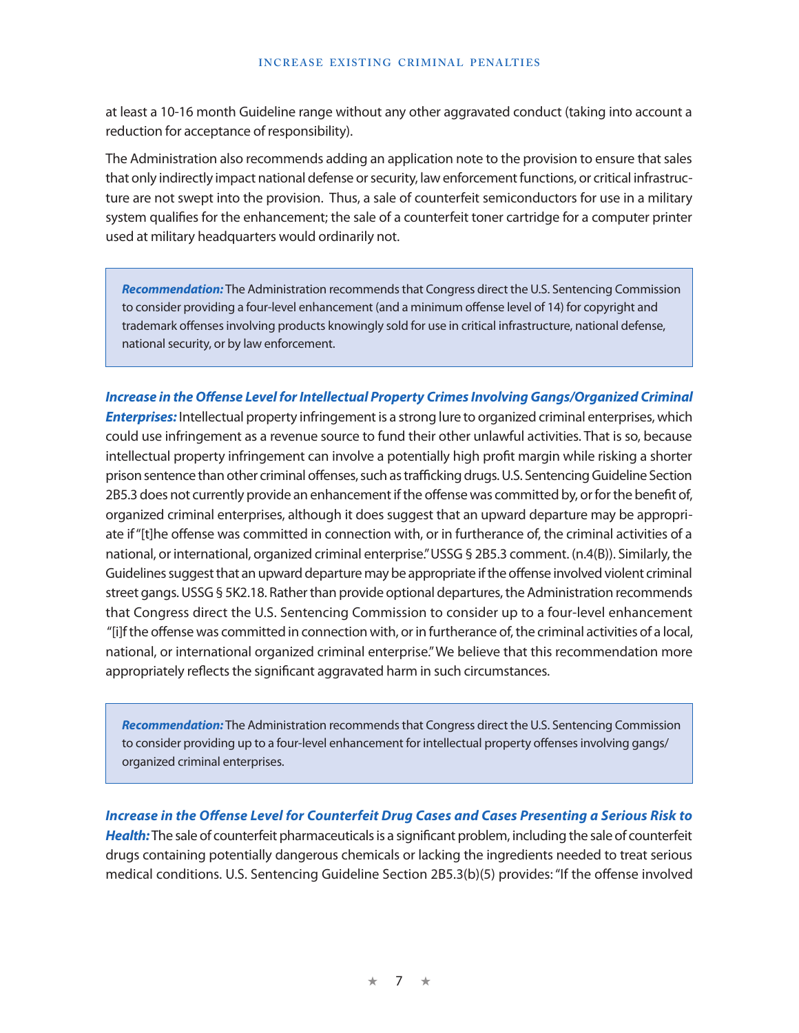at least a 10-16 month Guideline range without any other aggravated conduct (taking into account a reduction for acceptance of responsibility).

The Administration also recommends adding an application note to the provision to ensure that sales that only indirectly impact national defense or security, law enforcement functions, or critical infrastructure are not swept into the provision. Thus, a sale of counterfeit semiconductors for use in a military system qualifies for the enhancement; the sale of a counterfeit toner cartridge for a computer printer used at military headquarters would ordinarily not.

> ***Recommendation:*** The Administration recommends that Congress direct the U.S. Sentencing Commission to consider providing a four-level enhancement (and a minimum offense level of 14) for copyright and trademark offenses involving products knowingly sold for use in critical infrastructure, national defense, national security, or by law enforcement.

***Increase in the Offense Level for Intellectual Property Crimes Involving Gangs/Organized Criminal Enterprises:*** Intellectual property infringement is a strong lure to organized criminal enterprises, which could use infringement as a revenue source to fund their other unlawful activities. That is so, because intellectual property infringement can involve a potentially high profit margin while risking a shorter prison sentence than other criminal offenses, such as trafficking drugs. U.S. Sentencing Guideline Section 2B5.3 does not currently provide an enhancement if the offense was committed by, or for the benefit of, organized criminal enterprises, although it does suggest that an upward departure may be appropriate if "[t]he offense was committed in connection with, or in furtherance of, the criminal activities of a national, or international, organized criminal enterprise." USSG § 2B5.3 comment. (n.4(B)). Similarly, the Guidelines suggest that an upward departure may be appropriate if the offense involved violent criminal street gangs. USSG § 5K2.18. Rather than provide optional departures, the Administration recommends that Congress direct the U.S. Sentencing Commission to consider up to a four-level enhancement "[i]f the offense was committed in connection with, or in furtherance of, the criminal activities of a local, national, or international organized criminal enterprise." We believe that this recommendation more appropriately reflects the significant aggravated harm in such circumstances.

> ***Recommendation:*** The Administration recommends that Congress direct the U.S. Sentencing Commission to consider providing up to a four-level enhancement for intellectual property offenses involving gangs/organized criminal enterprises.

***Increase in the Offense Level for Counterfeit Drug Cases and Cases Presenting a Serious Risk to Health:*** The sale of counterfeit pharmaceuticals is a significant problem, including the sale of counterfeit drugs containing potentially dangerous chemicals or lacking the ingredients needed to treat serious medical conditions. U.S. Sentencing Guideline Section 2B5.3(b)(5) provides: "If the offense involved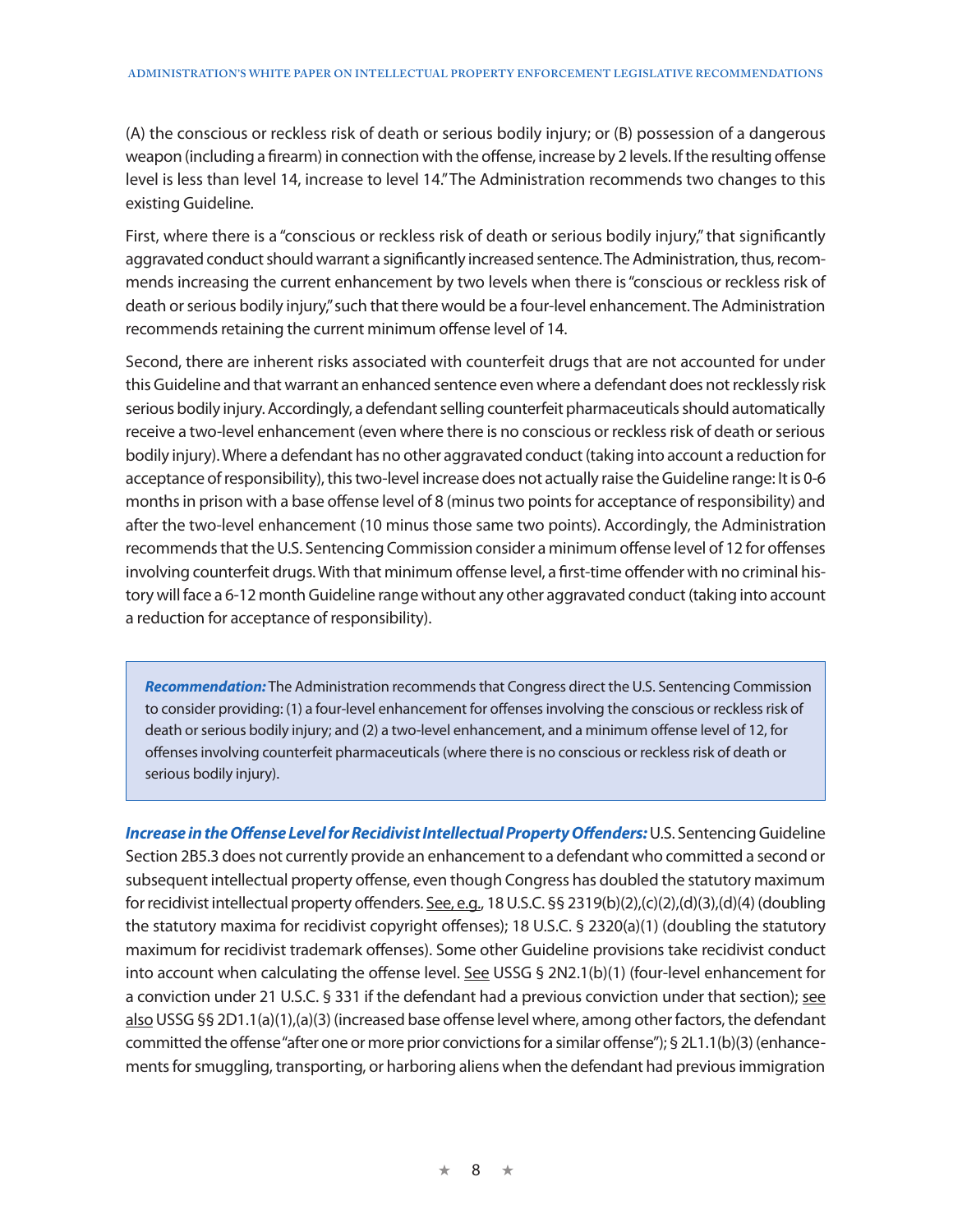(A) the conscious or reckless risk of death or serious bodily injury; or (B) possession of a dangerous weapon (including a firearm) in connection with the offense, increase by 2 levels. If the resulting offense level is less than level 14, increase to level 14." The Administration recommends two changes to this existing Guideline.

First, where there is a "conscious or reckless risk of death or serious bodily injury," that significantly aggravated conduct should warrant a significantly increased sentence. The Administration, thus, recommends increasing the current enhancement by two levels when there is "conscious or reckless risk of death or serious bodily injury," such that there would be a four-level enhancement. The Administration recommends retaining the current minimum offense level of 14.

Second, there are inherent risks associated with counterfeit drugs that are not accounted for under this Guideline and that warrant an enhanced sentence even where a defendant does not recklessly risk serious bodily injury. Accordingly, a defendant selling counterfeit pharmaceuticals should automatically receive a two-level enhancement (even where there is no conscious or reckless risk of death or serious bodily injury). Where a defendant has no other aggravated conduct (taking into account a reduction for acceptance of responsibility), this two-level increase does not actually raise the Guideline range: It is 0-6 months in prison with a base offense level of 8 (minus two points for acceptance of responsibility) and after the two-level enhancement (10 minus those same two points). Accordingly, the Administration recommends that the U.S. Sentencing Commission consider a minimum offense level of 12 for offenses involving counterfeit drugs. With that minimum offense level, a first-time offender with no criminal history will face a 6-12 month Guideline range without any other aggravated conduct (taking into account a reduction for acceptance of responsibility).

> ***Recommendation:*** The Administration recommends that Congress direct the U.S. Sentencing Commission to consider providing: (1) a four-level enhancement for offenses involving the conscious or reckless risk of death or serious bodily injury; and (2) a two-level enhancement, and a minimum offense level of 12, for offenses involving counterfeit pharmaceuticals (where there is no conscious or reckless risk of death or serious bodily injury).

***Increase in the Offense Level for Recidivist Intellectual Property Offenders:*** U.S. Sentencing Guideline Section 2B5.3 does not currently provide an enhancement to a defendant who committed a second or subsequent intellectual property offense, even though Congress has doubled the statutory maximum for recidivist intellectual property offenders. See, e.g., 18 U.S.C. §§ 2319(b)(2),(c)(2),(d)(3),(d)(4) (doubling the statutory maxima for recidivist copyright offenses); 18 U.S.C. § 2320(a)(1) (doubling the statutory maximum for recidivist trademark offenses). Some other Guideline provisions take recidivist conduct into account when calculating the offense level. See USSG § 2N2.1(b)(1) (four-level enhancement for a conviction under 21 U.S.C. § 331 if the defendant had a previous conviction under that section); see also USSG §§ 2D1.1(a)(1),(a)(3) (increased base offense level where, among other factors, the defendant committed the offense "after one or more prior convictions for a similar offense"); § 2L1.1(b)(3) (enhancements for smuggling, transporting, or harboring aliens when the defendant had previous immigration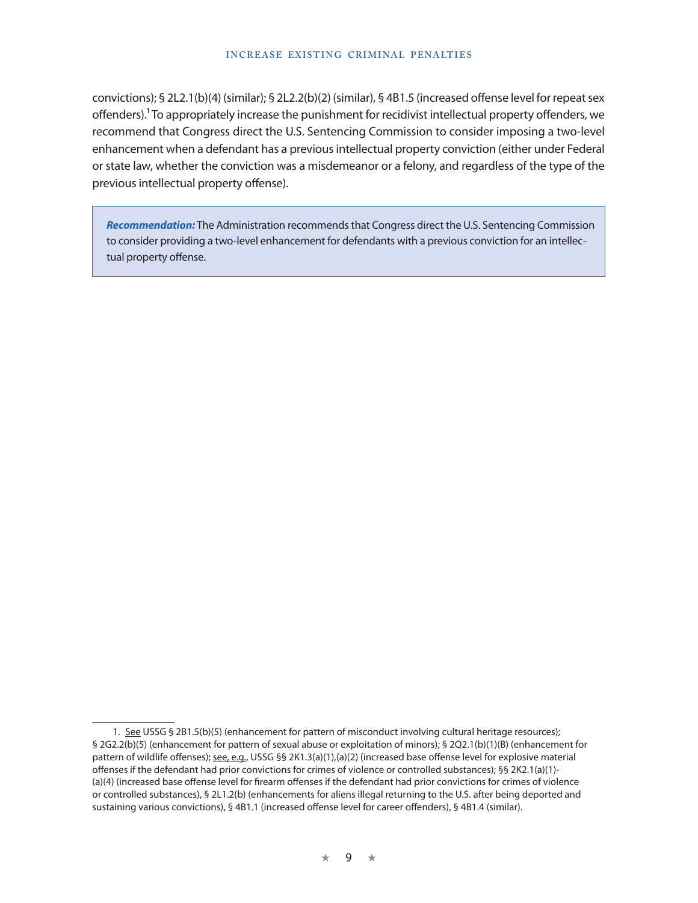convictions); § 2L2.1(b)(4) (similar); § 2L2.2(b)(2) (similar), § 4B1.5 (increased offense level for repeat sex offenders).[1] To appropriately increase the punishment for recidivist intellectual property offenders, we recommend that Congress direct the U.S. Sentencing Commission to consider imposing a two-level enhancement when a defendant has a previous intellectual property conviction (either under Federal or state law, whether the conviction was a misdemeanor or a felony, and regardless of the type of the previous intellectual property offense).

> ***Recommendation:*** The Administration recommends that Congress direct the U.S. Sentencing Commission to consider providing a two-level enhancement for defendants with a previous conviction for an intellectual property offense.

---

1. See USSG § 2B1.5(b)(5) (enhancement for pattern of misconduct involving cultural heritage resources); § 2G2.2(b)(5) (enhancement for pattern of sexual abuse or exploitation of minors); § 2Q2.1(b)(1)(B) (enhancement for pattern of wildlife offenses); see, e.g., USSG §§ 2K1.3(a)(1),(a)(2) (increased base offense level for explosive material offenses if the defendant had prior convictions for crimes of violence or controlled substances); §§ 2K2.1(a)(1)-(a)(4) (increased base offense level for firearm offenses if the defendant had prior convictions for crimes of violence or controlled substances), § 2L1.2(b) (enhancements for aliens illegal returning to the U.S. after being deported and sustaining various convictions), § 4B1.1 (increased offense level for career offenders), § 4B1.4 (similar).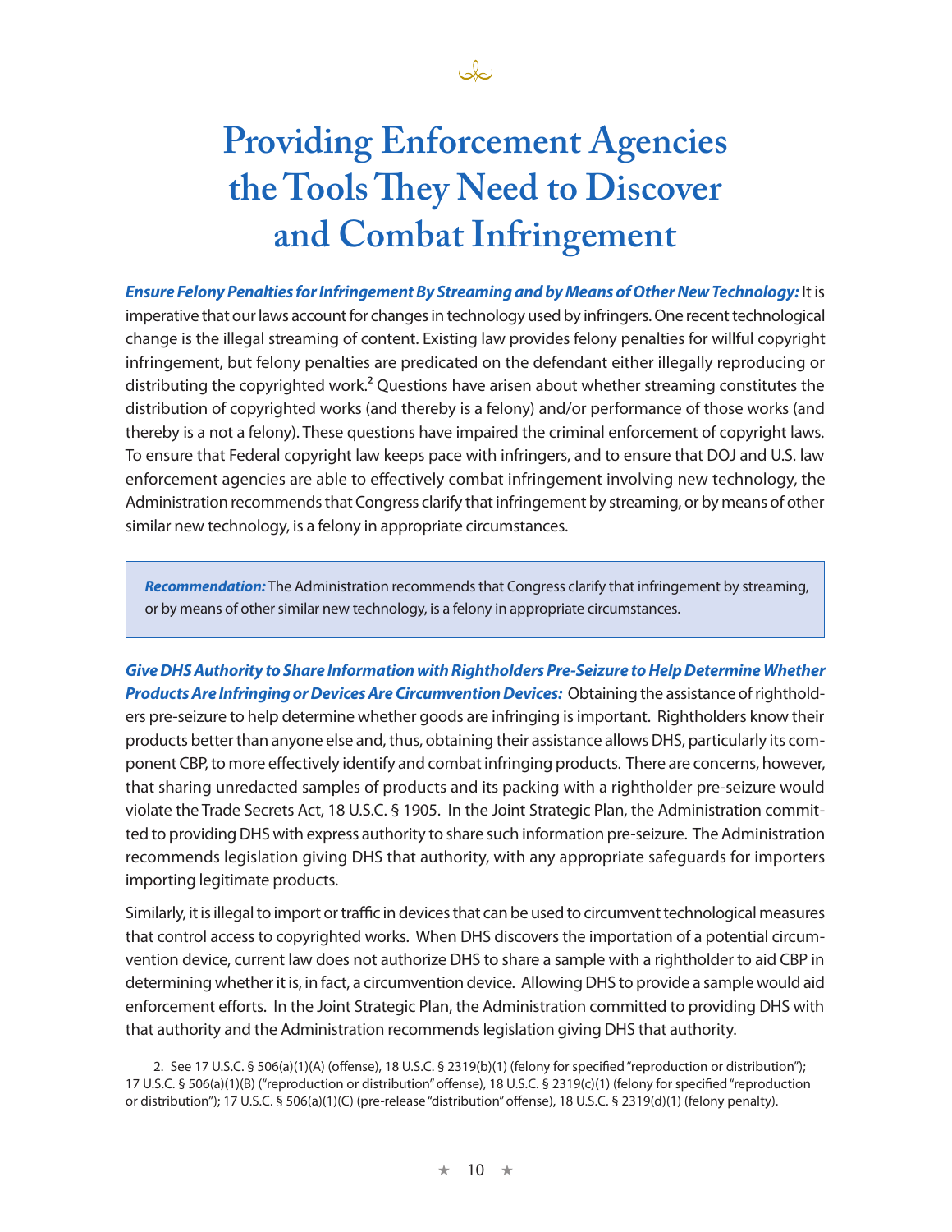# Providing Enforcement Agencies the Tools They Need to Discover and Combat Infringement

***Ensure Felony Penalties for Infringement By Streaming and by Means of Other New Technology:*** It is imperative that our laws account for changes in technology used by infringers. One recent technological change is the illegal streaming of content. Existing law provides felony penalties for willful copyright infringement, but felony penalties are predicated on the defendant either illegally reproducing or distributing the copyrighted work.[2] Questions have arisen about whether streaming constitutes the distribution of copyrighted works (and thereby is a felony) and/or performance of those works (and thereby is a not a felony). These questions have impaired the criminal enforcement of copyright laws. To ensure that Federal copyright law keeps pace with infringers, and to ensure that DOJ and U.S. law enforcement agencies are able to effectively combat infringement involving new technology, the Administration recommends that Congress clarify that infringement by streaming, or by means of other similar new technology, is a felony in appropriate circumstances.

> ***Recommendation:*** The Administration recommends that Congress clarify that infringement by streaming, or by means of other similar new technology, is a felony in appropriate circumstances.

***Give DHS Authority to Share Information with Rightholders Pre-Seizure to Help Determine Whether Products Are Infringing or Devices Are Circumvention Devices:*** Obtaining the assistance of rightholders pre-seizure to help determine whether goods are infringing is important. Rightholders know their products better than anyone else and, thus, obtaining their assistance allows DHS, particularly its component CBP, to more effectively identify and combat infringing products. There are concerns, however, that sharing unredacted samples of products and its packing with a rightholder pre-seizure would violate the Trade Secrets Act, 18 U.S.C. § 1905. In the Joint Strategic Plan, the Administration committed to providing DHS with express authority to share such information pre-seizure. The Administration recommends legislation giving DHS that authority, with any appropriate safeguards for importers importing legitimate products.

Similarly, it is illegal to import or traffic in devices that can be used to circumvent technological measures that control access to copyrighted works. When DHS discovers the importation of a potential circumvention device, current law does not authorize DHS to share a sample with a rightholder to aid CBP in determining whether it is, in fact, a circumvention device. Allowing DHS to provide a sample would aid enforcement efforts. In the Joint Strategic Plan, the Administration committed to providing DHS with that authority and the Administration recommends legislation giving DHS that authority.

---

2. See 17 U.S.C. § 506(a)(1)(A) (offense), 18 U.S.C. § 2319(b)(1) (felony for specified "reproduction or distribution"); 17 U.S.C. § 506(a)(1)(B) ("reproduction or distribution" offense), 18 U.S.C. § 2319(c)(1) (felony for specified "reproduction or distribution"); 17 U.S.C. § 506(a)(1)(C) (pre-release "distribution" offense), 18 U.S.C. § 2319(d)(1) (felony penalty).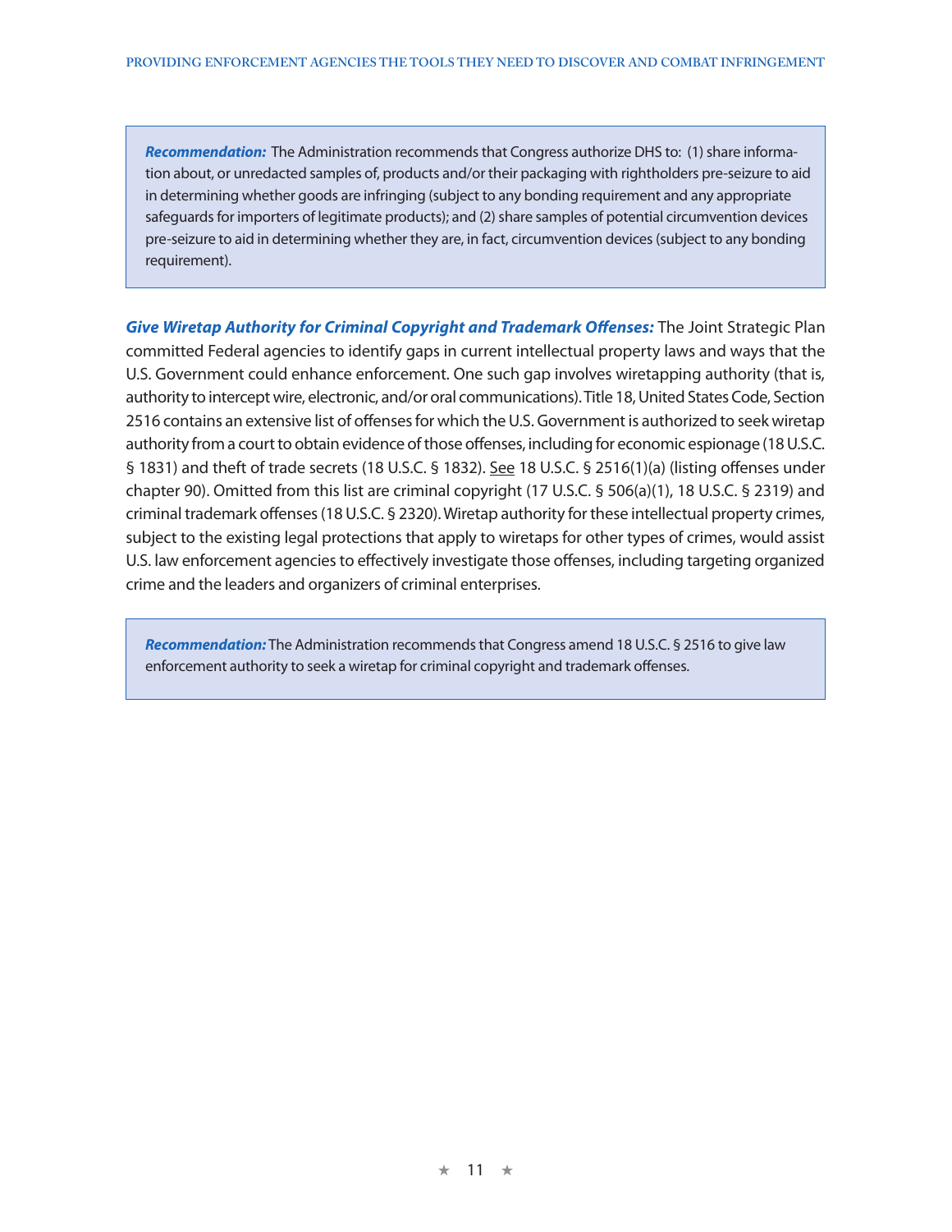> ***Recommendation:*** The Administration recommends that Congress authorize DHS to: (1) share information about, or unredacted samples of, products and/or their packaging with rightholders pre-seizure to aid in determining whether goods are infringing (subject to any bonding requirement and any appropriate safeguards for importers of legitimate products); and (2) share samples of potential circumvention devices pre-seizure to aid in determining whether they are, in fact, circumvention devices (subject to any bonding requirement).

***Give Wiretap Authority for Criminal Copyright and Trademark Offenses:*** The Joint Strategic Plan committed Federal agencies to identify gaps in current intellectual property laws and ways that the U.S. Government could enhance enforcement. One such gap involves wiretapping authority (that is, authority to intercept wire, electronic, and/or oral communications). Title 18, United States Code, Section 2516 contains an extensive list of offenses for which the U.S. Government is authorized to seek wiretap authority from a court to obtain evidence of those offenses, including for economic espionage (18 U.S.C. § 1831) and theft of trade secrets (18 U.S.C. § 1832). See 18 U.S.C. § 2516(1)(a) (listing offenses under chapter 90). Omitted from this list are criminal copyright (17 U.S.C. § 506(a)(1), 18 U.S.C. § 2319) and criminal trademark offenses (18 U.S.C. § 2320). Wiretap authority for these intellectual property crimes, subject to the existing legal protections that apply to wiretaps for other types of crimes, would assist U.S. law enforcement agencies to effectively investigate those offenses, including targeting organized crime and the leaders and organizers of criminal enterprises.

> ***Recommendation:*** The Administration recommends that Congress amend 18 U.S.C. § 2516 to give law enforcement authority to seek a wiretap for criminal copyright and trademark offenses.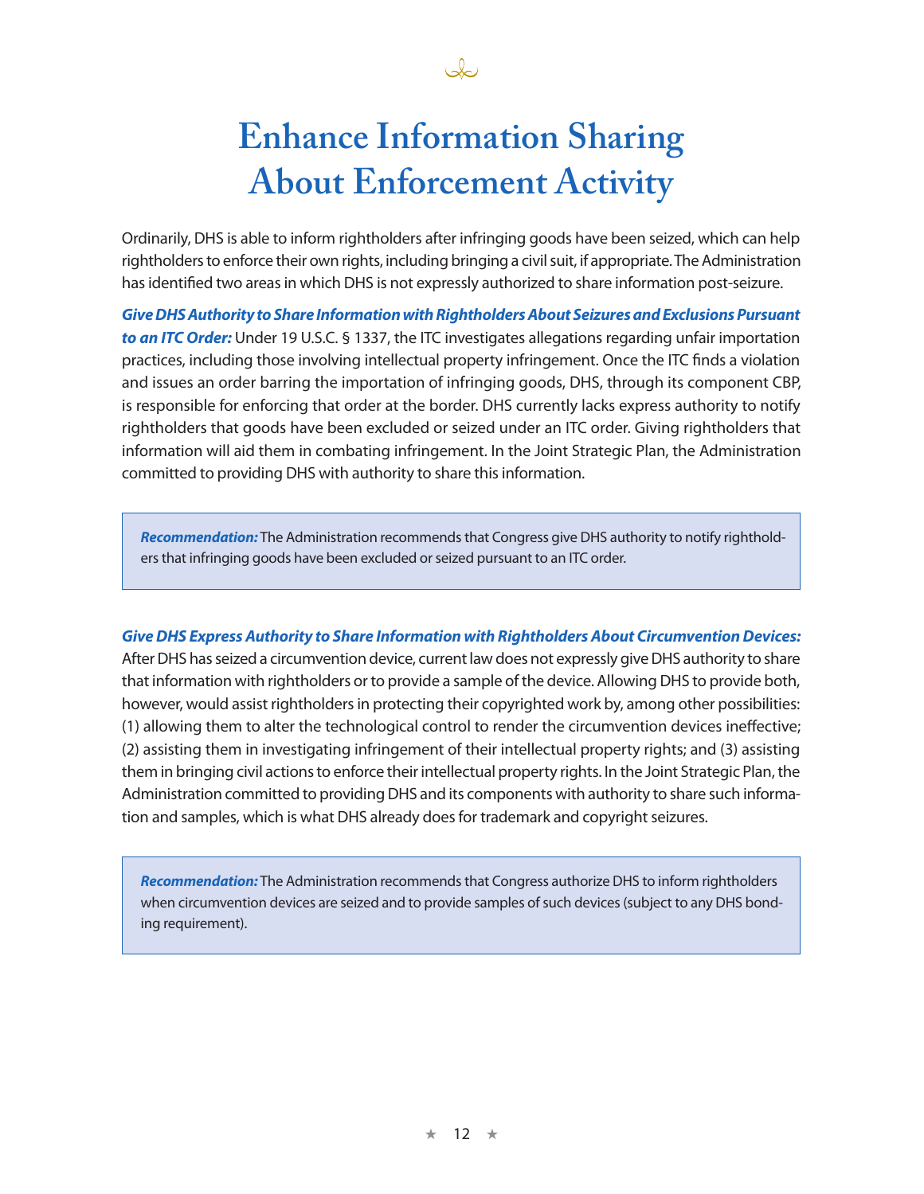# Enhance Information Sharing About Enforcement Activity

Ordinarily, DHS is able to inform rightholders after infringing goods have been seized, which can help rightholders to enforce their own rights, including bringing a civil suit, if appropriate. The Administration has identified two areas in which DHS is not expressly authorized to share information post-seizure.

***Give DHS Authority to Share Information with Rightholders About Seizures and Exclusions Pursuant to an ITC Order:*** Under 19 U.S.C. § 1337, the ITC investigates allegations regarding unfair importation practices, including those involving intellectual property infringement. Once the ITC finds a violation and issues an order barring the importation of infringing goods, DHS, through its component CBP, is responsible for enforcing that order at the border. DHS currently lacks express authority to notify rightholders that goods have been excluded or seized under an ITC order. Giving rightholders that information will aid them in combating infringement. In the Joint Strategic Plan, the Administration committed to providing DHS with authority to share this information.

> ***Recommendation:*** The Administration recommends that Congress give DHS authority to notify rightholders that infringing goods have been excluded or seized pursuant to an ITC order.

***Give DHS Express Authority to Share Information with Rightholders About Circumvention Devices:*** After DHS has seized a circumvention device, current law does not expressly give DHS authority to share that information with rightholders or to provide a sample of the device. Allowing DHS to provide both, however, would assist rightholders in protecting their copyrighted work by, among other possibilities: (1) allowing them to alter the technological control to render the circumvention devices ineffective; (2) assisting them in investigating infringement of their intellectual property rights; and (3) assisting them in bringing civil actions to enforce their intellectual property rights. In the Joint Strategic Plan, the Administration committed to providing DHS and its components with authority to share such information and samples, which is what DHS already does for trademark and copyright seizures.

> ***Recommendation:*** The Administration recommends that Congress authorize DHS to inform rightholders when circumvention devices are seized and to provide samples of such devices (subject to any DHS bonding requirement).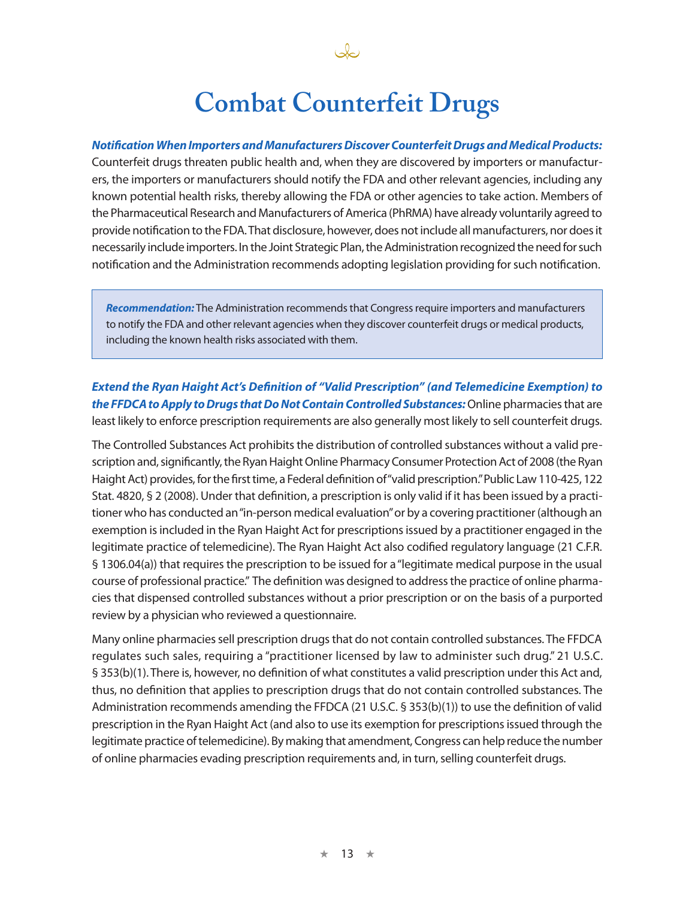# Combat Counterfeit Drugs

***Notification When Importers and Manufacturers Discover Counterfeit Drugs and Medical Products:*** Counterfeit drugs threaten public health and, when they are discovered by importers or manufacturers, the importers or manufacturers should notify the FDA and other relevant agencies, including any known potential health risks, thereby allowing the FDA or other agencies to take action. Members of the Pharmaceutical Research and Manufacturers of America (PhRMA) have already voluntarily agreed to provide notification to the FDA. That disclosure, however, does not include all manufacturers, nor does it necessarily include importers. In the Joint Strategic Plan, the Administration recognized the need for such notification and the Administration recommends adopting legislation providing for such notification.

> ***Recommendation:*** The Administration recommends that Congress require importers and manufacturers to notify the FDA and other relevant agencies when they discover counterfeit drugs or medical products, including the known health risks associated with them.

***Extend the Ryan Haight Act's Definition of "Valid Prescription" (and Telemedicine Exemption) to the FFDCA to Apply to Drugs that Do Not Contain Controlled Substances:*** Online pharmacies that are least likely to enforce prescription requirements are also generally most likely to sell counterfeit drugs.

The Controlled Substances Act prohibits the distribution of controlled substances without a valid prescription and, significantly, the Ryan Haight Online Pharmacy Consumer Protection Act of 2008 (the Ryan Haight Act) provides, for the first time, a Federal definition of "valid prescription." Public Law 110-425, 122 Stat. 4820, § 2 (2008). Under that definition, a prescription is only valid if it has been issued by a practitioner who has conducted an "in-person medical evaluation" or by a covering practitioner (although an exemption is included in the Ryan Haight Act for prescriptions issued by a practitioner engaged in the legitimate practice of telemedicine). The Ryan Haight Act also codified regulatory language (21 C.F.R. § 1306.04(a)) that requires the prescription to be issued for a "legitimate medical purpose in the usual course of professional practice." The definition was designed to address the practice of online pharmacies that dispensed controlled substances without a prior prescription or on the basis of a purported review by a physician who reviewed a questionnaire.

Many online pharmacies sell prescription drugs that do not contain controlled substances. The FFDCA regulates such sales, requiring a "practitioner licensed by law to administer such drug." 21 U.S.C. § 353(b)(1). There is, however, no definition of what constitutes a valid prescription under this Act and, thus, no definition that applies to prescription drugs that do not contain controlled substances. The Administration recommends amending the FFDCA (21 U.S.C. § 353(b)(1)) to use the definition of valid prescription in the Ryan Haight Act (and also to use its exemption for prescriptions issued through the legitimate practice of telemedicine). By making that amendment, Congress can help reduce the number of online pharmacies evading prescription requirements and, in turn, selling counterfeit drugs.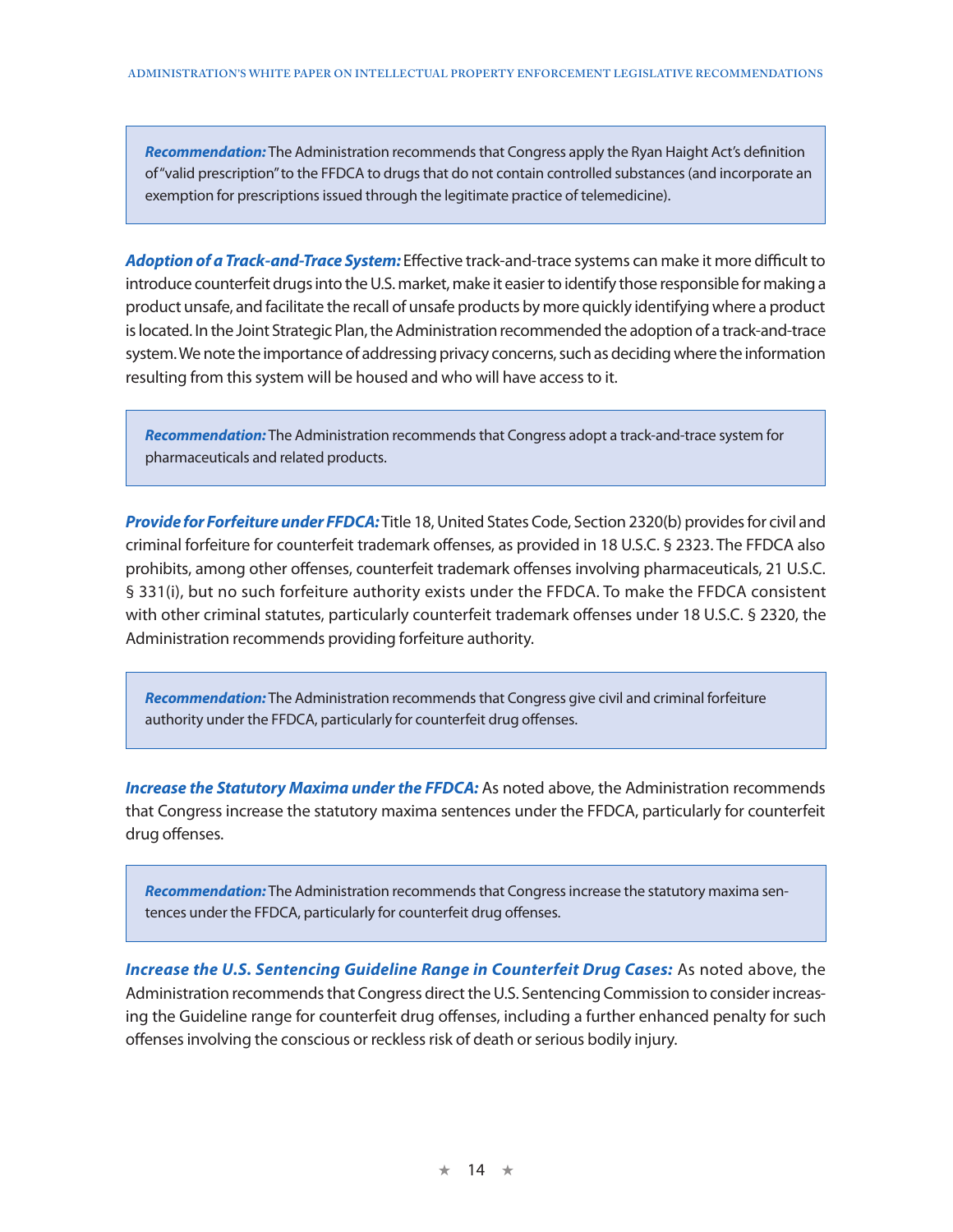> ***Recommendation:*** The Administration recommends that Congress apply the Ryan Haight Act's definition of "valid prescription" to the FFDCA to drugs that do not contain controlled substances (and incorporate an exemption for prescriptions issued through the legitimate practice of telemedicine).

***Adoption of a Track-and-Trace System:*** Effective track-and-trace systems can make it more difficult to introduce counterfeit drugs into the U.S. market, make it easier to identify those responsible for making a product unsafe, and facilitate the recall of unsafe products by more quickly identifying where a product is located. In the Joint Strategic Plan, the Administration recommended the adoption of a track-and-trace system. We note the importance of addressing privacy concerns, such as deciding where the information resulting from this system will be housed and who will have access to it.

> ***Recommendation:*** The Administration recommends that Congress adopt a track-and-trace system for pharmaceuticals and related products.

***Provide for Forfeiture under FFDCA:*** Title 18, United States Code, Section 2320(b) provides for civil and criminal forfeiture for counterfeit trademark offenses, as provided in 18 U.S.C. § 2323. The FFDCA also prohibits, among other offenses, counterfeit trademark offenses involving pharmaceuticals, 21 U.S.C. § 331(i), but no such forfeiture authority exists under the FFDCA. To make the FFDCA consistent with other criminal statutes, particularly counterfeit trademark offenses under 18 U.S.C. § 2320, the Administration recommends providing forfeiture authority.

> ***Recommendation:*** The Administration recommends that Congress give civil and criminal forfeiture authority under the FFDCA, particularly for counterfeit drug offenses.

***Increase the Statutory Maxima under the FFDCA:*** As noted above, the Administration recommends that Congress increase the statutory maxima sentences under the FFDCA, particularly for counterfeit drug offenses.

> ***Recommendation:*** The Administration recommends that Congress increase the statutory maxima sentences under the FFDCA, particularly for counterfeit drug offenses.

***Increase the U.S. Sentencing Guideline Range in Counterfeit Drug Cases:*** As noted above, the Administration recommends that Congress direct the U.S. Sentencing Commission to consider increasing the Guideline range for counterfeit drug offenses, including a further enhanced penalty for such offenses involving the conscious or reckless risk of death or serious bodily injury.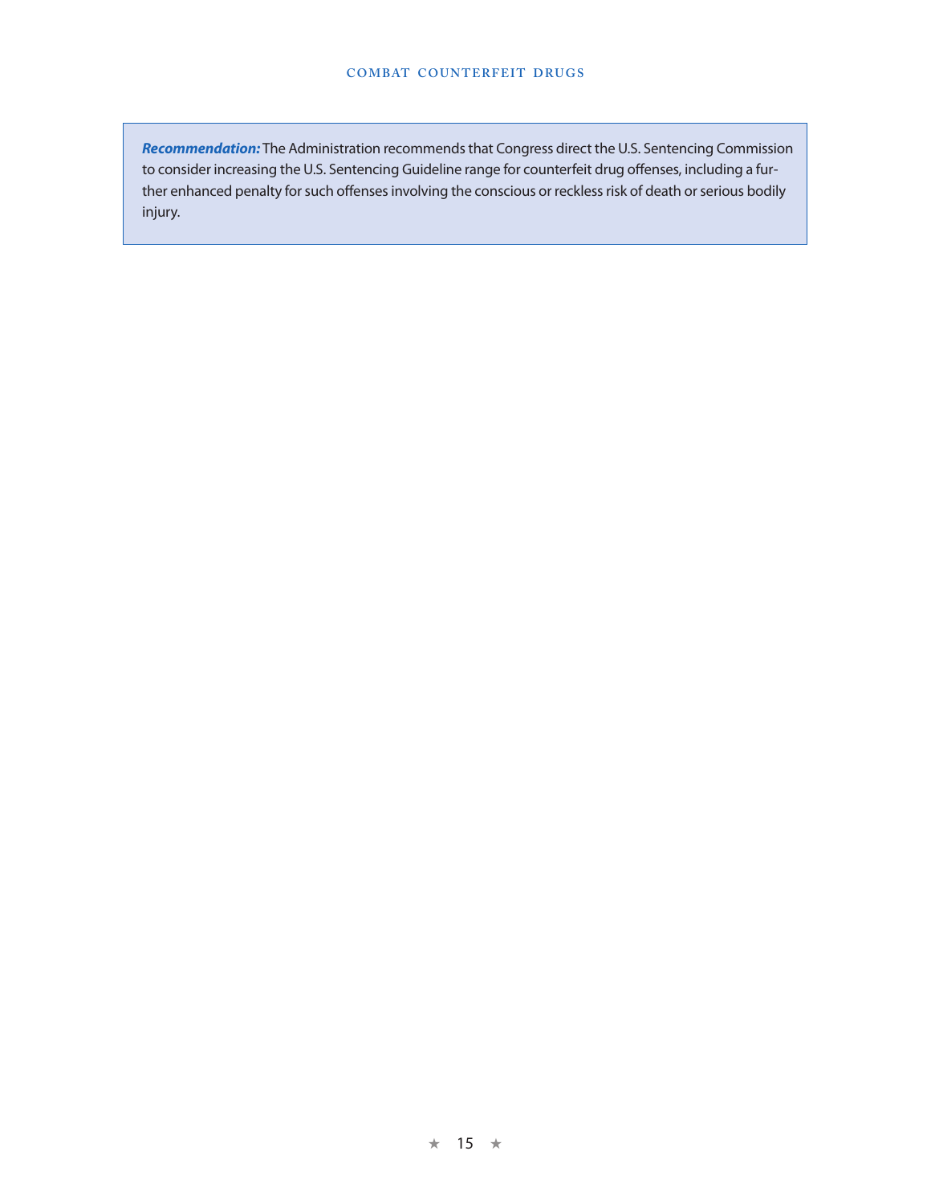***Recommendation:*** The Administration recommends that Congress direct the U.S. Sentencing Commission to consider increasing the U.S. Sentencing Guideline range for counterfeit drug offenses, including a further enhanced penalty for such offenses involving the conscious or reckless risk of death or serious bodily injury.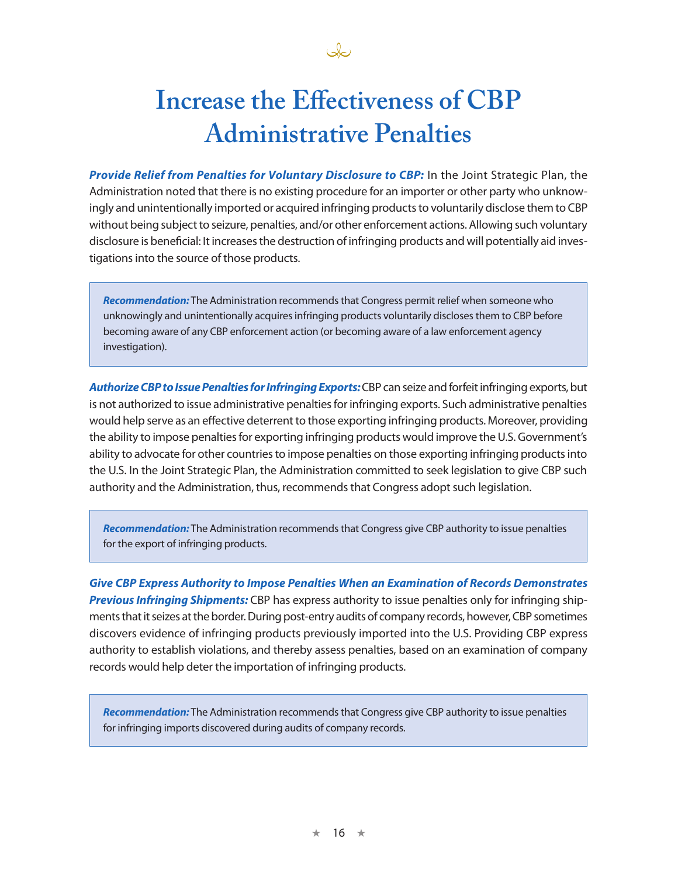# Increase the Effectiveness of CBP Administrative Penalties

***Provide Relief from Penalties for Voluntary Disclosure to CBP:*** In the Joint Strategic Plan, the Administration noted that there is no existing procedure for an importer or other party who unknowingly and unintentionally imported or acquired infringing products to voluntarily disclose them to CBP without being subject to seizure, penalties, and/or other enforcement actions. Allowing such voluntary disclosure is beneficial: It increases the destruction of infringing products and will potentially aid investigations into the source of those products.

> ***Recommendation:*** The Administration recommends that Congress permit relief when someone who unknowingly and unintentionally acquires infringing products voluntarily discloses them to CBP before becoming aware of any CBP enforcement action (or becoming aware of a law enforcement agency investigation).

***Authorize CBP to Issue Penalties for Infringing Exports:*** CBP can seize and forfeit infringing exports, but is not authorized to issue administrative penalties for infringing exports. Such administrative penalties would help serve as an effective deterrent to those exporting infringing products. Moreover, providing the ability to impose penalties for exporting infringing products would improve the U.S. Government's ability to advocate for other countries to impose penalties on those exporting infringing products into the U.S. In the Joint Strategic Plan, the Administration committed to seek legislation to give CBP such authority and the Administration, thus, recommends that Congress adopt such legislation.

> ***Recommendation:*** The Administration recommends that Congress give CBP authority to issue penalties for the export of infringing products.

***Give CBP Express Authority to Impose Penalties When an Examination of Records Demonstrates Previous Infringing Shipments:*** CBP has express authority to issue penalties only for infringing shipments that it seizes at the border. During post-entry audits of company records, however, CBP sometimes discovers evidence of infringing products previously imported into the U.S. Providing CBP express authority to establish violations, and thereby assess penalties, based on an examination of company records would help deter the importation of infringing products.

> ***Recommendation:*** The Administration recommends that Congress give CBP authority to issue penalties for infringing imports discovered during audits of company records.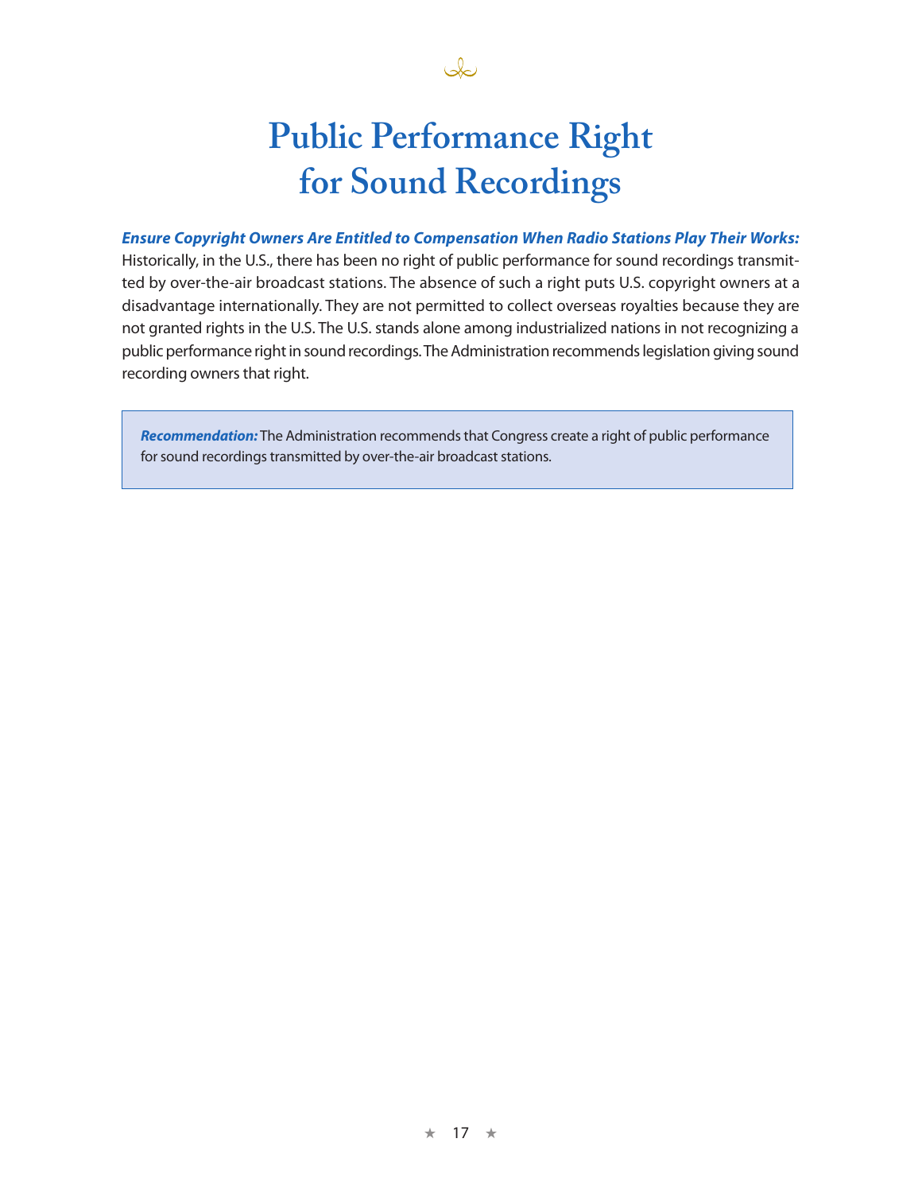# Public Performance Right for Sound Recordings

***Ensure Copyright Owners Are Entitled to Compensation When Radio Stations Play Their Works:*** Historically, in the U.S., there has been no right of public performance for sound recordings transmitted by over-the-air broadcast stations. The absence of such a right puts U.S. copyright owners at a disadvantage internationally. They are not permitted to collect overseas royalties because they are not granted rights in the U.S. The U.S. stands alone among industrialized nations in not recognizing a public performance right in sound recordings. The Administration recommends legislation giving sound recording owners that right.

> ***Recommendation:*** The Administration recommends that Congress create a right of public performance for sound recordings transmitted by over-the-air broadcast stations.